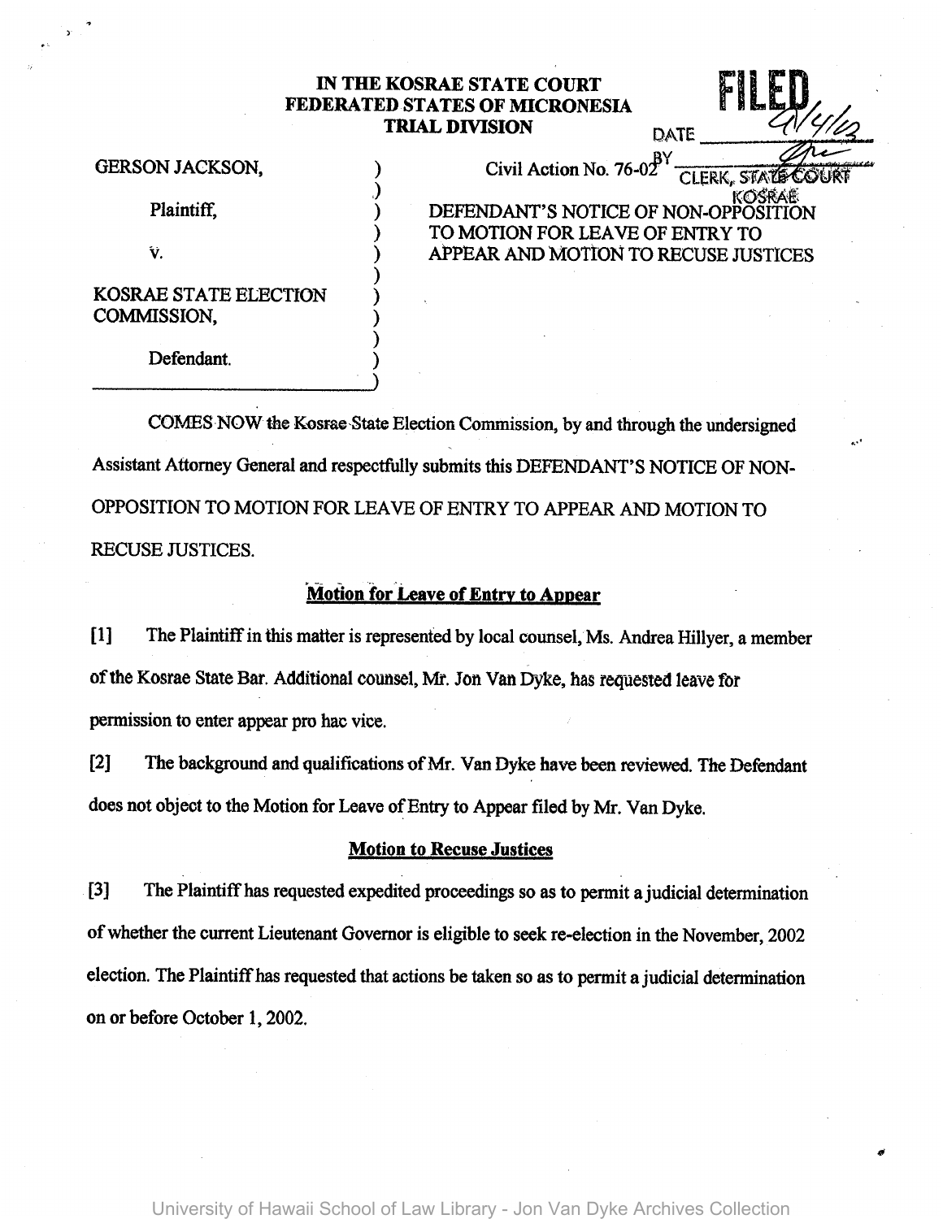IN THE KOSRAE STATE COURT
FEDERATED STATES OF MICRONESIA
TRIAL DIVISION

FILED
DATE 9/4/02
BY ______
CLERK, STATE COURT
KOSRAE

GERSON JACKSON,

Plaintiff,

v.

KOSRAE STATE ELECTION COMMISSION,

Defendant.

Civil Action No. 76-02

DEFENDANT'S NOTICE OF NON-OPPOSITION TO MOTION FOR LEAVE OF ENTRY TO APPEAR AND MOTION TO RECUSE JUSTICES

COMES NOW the Kosrae State Election Commission, by and through the undersigned Assistant Attorney General and respectfully submits this DEFENDANT'S NOTICE OF NON-OPPOSITION TO MOTION FOR LEAVE OF ENTRY TO APPEAR AND MOTION TO RECUSE JUSTICES.

**Motion for Leave of Entry to Appear**

[1] The Plaintiff in this matter is represented by local counsel, Ms. Andrea Hillyer, a member of the Kosrae State Bar. Additional counsel, Mr. Jon Van Dyke, has requested leave for permission to enter appear pro hac vice.

[2] The background and qualifications of Mr. Van Dyke have been reviewed. The Defendant does not object to the Motion for Leave of Entry to Appear filed by Mr. Van Dyke.

**Motion to Recuse Justices**

[3] The Plaintiff has requested expedited proceedings so as to permit a judicial determination of whether the current Lieutenant Governor is eligible to seek re-election in the November, 2002 election. The Plaintiff has requested that actions be taken so as to permit a judicial determination on or before October 1, 2002.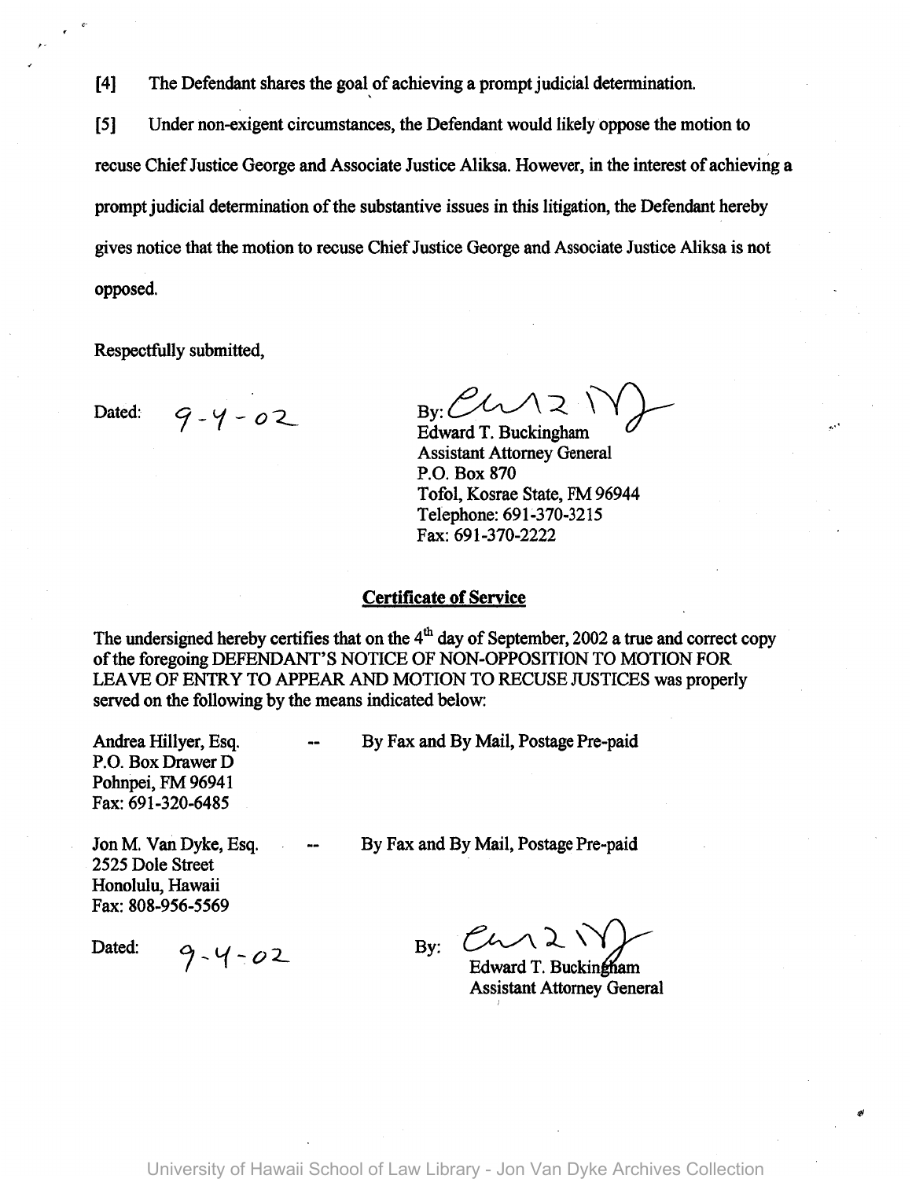[4] The Defendant shares the goal of achieving a prompt judicial determination.

[5] Under non-exigent circumstances, the Defendant would likely oppose the motion to recuse Chief Justice George and Associate Justice Aliksa. However, in the interest of achieving a prompt judicial determination of the substantive issues in this litigation, the Defendant hereby gives notice that the motion to recuse Chief Justice George and Associate Justice Aliksa is not opposed.

Respectfully submitted,

Dated: 9-4-02

By: [signature]
Edward T. Buckingham
Assistant Attorney General
P.O. Box 870
Tofol, Kosrae State, FM 96944
Telephone: 691-370-3215
Fax: 691-370-2222

## Certificate of Service

The undersigned hereby certifies that on the 4th day of September, 2002 a true and correct copy of the foregoing DEFENDANT'S NOTICE OF NON-OPPOSITION TO MOTION FOR LEAVE OF ENTRY TO APPEAR AND MOTION TO RECUSE JUSTICES was properly served on the following by the means indicated below:

Andrea Hillyer, Esq.
P.O. Box Drawer D
Pohnpei, FM 96941
Fax: 691-320-6485
-- By Fax and By Mail, Postage Pre-paid

Jon M. Van Dyke, Esq.
2525 Dole Street
Honolulu, Hawaii
Fax: 808-956-5569
-- By Fax and By Mail, Postage Pre-paid

Dated: 9-4-02

By: [signature]
Edward T. Buckingham
Assistant Attorney General

University of Hawaii School of Law Library - Jon Van Dyke Archives Collection